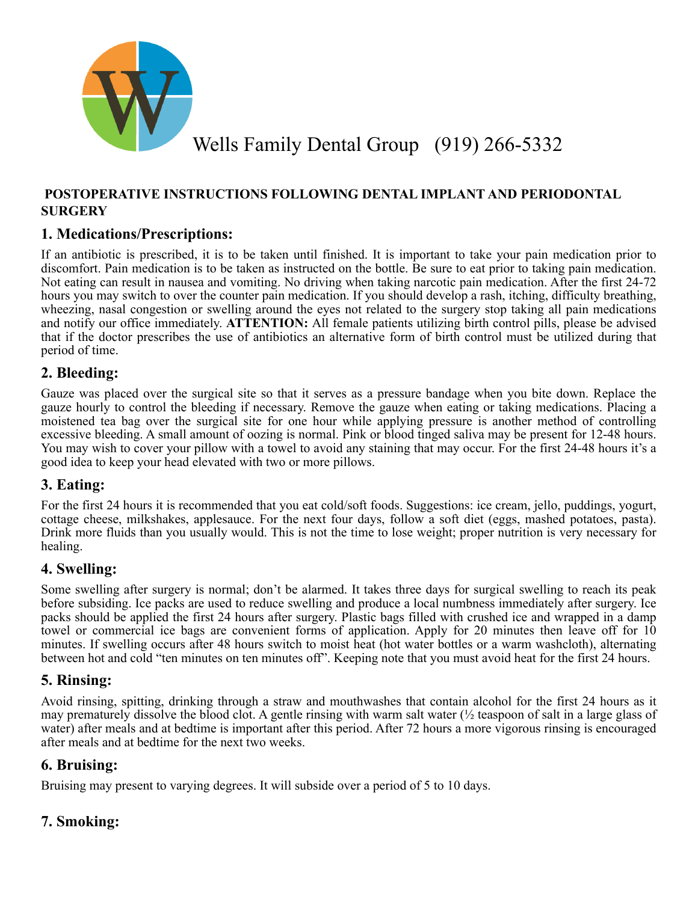Wells Family Dental Group (919) 266-5332

## POSTOPERATIVE INSTRUCTIONS FOLLOWING DENTAL IMPLANT AND PERIODONTAL SURGERY

### 1. Medications/Prescriptions:

If an antibiotic is prescribed, it is to be taken until finished. It is important to take your pain medication prior to discomfort. Pain medication is to be taken as instructed on the bottle. Be sure to eat prior to taking pain medication. Not eating can result in nausea and vomiting. No driving when taking narcotic pain medication. After the first 24-72 hours you may switch to over the counter pain medication. If you should develop a rash, itching, difficulty breathing, wheezing, nasal congestion or swelling around the eyes not related to the surgery stop taking all pain medications and notify our office immediately. **ATTENTION:** All female patients utilizing birth control pills, please be advised that if the doctor prescribes the use of antibiotics an alternative form of birth control must be utilized during that period of time.

### 2. Bleeding:

Gauze was placed over the surgical site so that it serves as a pressure bandage when you bite down. Replace the gauze hourly to control the bleeding if necessary. Remove the gauze when eating or taking medications. Placing a moistened tea bag over the surgical site for one hour while applying pressure is another method of controlling excessive bleeding. A small amount of oozing is normal. Pink or blood tinged saliva may be present for 12-48 hours. You may wish to cover your pillow with a towel to avoid any staining that may occur. For the first 24-48 hours it's a good idea to keep your head elevated with two or more pillows.

### 3. Eating:

For the first 24 hours it is recommended that you eat cold/soft foods. Suggestions: ice cream, jello, puddings, yogurt, cottage cheese, milkshakes, applesauce. For the next four days, follow a soft diet (eggs, mashed potatoes, pasta). Drink more fluids than you usually would. This is not the time to lose weight; proper nutrition is very necessary for healing.

### 4. Swelling:

Some swelling after surgery is normal; don't be alarmed. It takes three days for surgical swelling to reach its peak before subsiding. Ice packs are used to reduce swelling and produce a local numbness immediately after surgery. Ice packs should be applied the first 24 hours after surgery. Plastic bags filled with crushed ice and wrapped in a damp towel or commercial ice bags are convenient forms of application. Apply for 20 minutes then leave off for 10 minutes. If swelling occurs after 48 hours switch to moist heat (hot water bottles or a warm washcloth), alternating between hot and cold "ten minutes on ten minutes off". Keeping note that you must avoid heat for the first 24 hours.

### 5. Rinsing:

Avoid rinsing, spitting, drinking through a straw and mouthwashes that contain alcohol for the first 24 hours as it may prematurely dissolve the blood clot. A gentle rinsing with warm salt water (½ teaspoon of salt in a large glass of water) after meals and at bedtime is important after this period. After 72 hours a more vigorous rinsing is encouraged after meals and at bedtime for the next two weeks.

### 6. Bruising:

Bruising may present to varying degrees. It will subside over a period of 5 to 10 days.

### 7. Smoking: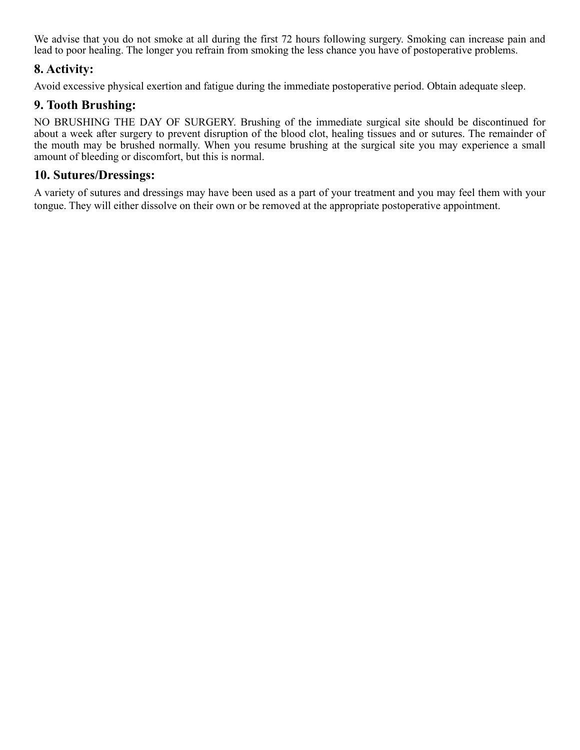We advise that you do not smoke at all during the first 72 hours following surgery. Smoking can increase pain and lead to poor healing. The longer you refrain from smoking the less chance you have of postoperative problems.

## 8. Activity:

Avoid excessive physical exertion and fatigue during the immediate postoperative period. Obtain adequate sleep.

## 9. Tooth Brushing:

NO BRUSHING THE DAY OF SURGERY. Brushing of the immediate surgical site should be discontinued for about a week after surgery to prevent disruption of the blood clot, healing tissues and or sutures. The remainder of the mouth may be brushed normally. When you resume brushing at the surgical site you may experience a small amount of bleeding or discomfort, but this is normal.

## 10. Sutures/Dressings:

A variety of sutures and dressings may have been used as a part of your treatment and you may feel them with your tongue. They will either dissolve on their own or be removed at the appropriate postoperative appointment.